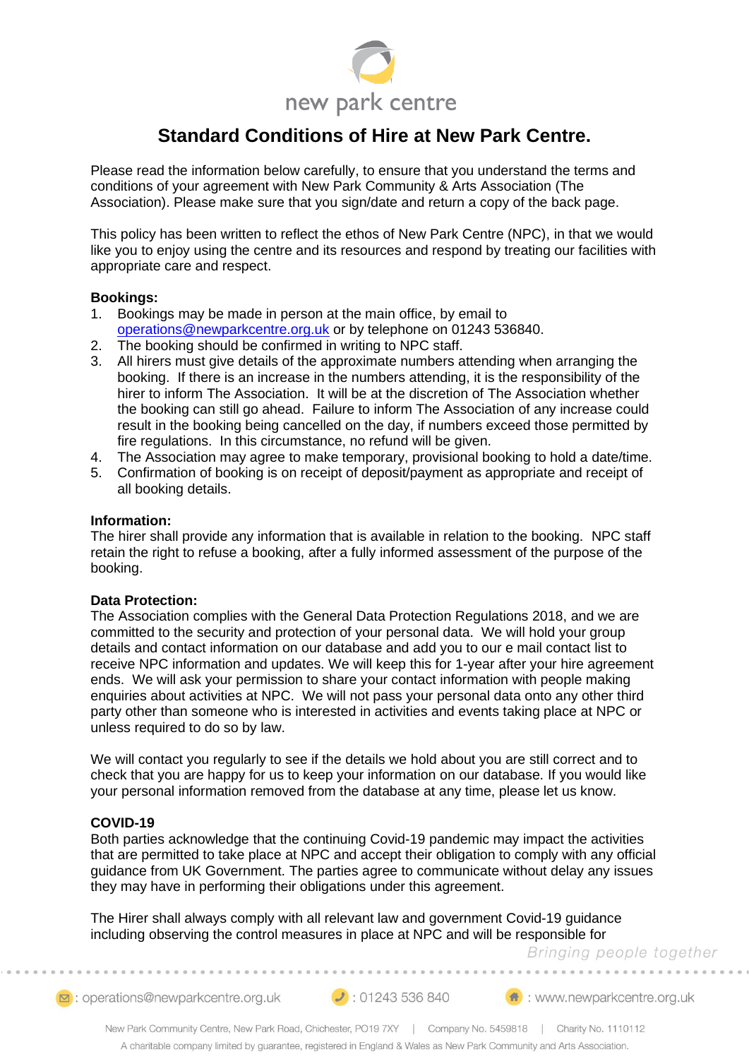new park centre

# Standard Conditions of Hire at New Park Centre.

Please read the information below carefully, to ensure that you understand the terms and conditions of your agreement with New Park Community & Arts Association (The Association). Please make sure that you sign/date and return a copy of the back page.

This policy has been written to reflect the ethos of New Park Centre (NPC), in that we would like you to enjoy using the centre and its resources and respond by treating our facilities with appropriate care and respect.

**Bookings:**

1. Bookings may be made in person at the main office, by email to operations@newparkcentre.org.uk or by telephone on 01243 536840.
2. The booking should be confirmed in writing to NPC staff.
3. All hirers must give details of the approximate numbers attending when arranging the booking. If there is an increase in the numbers attending, it is the responsibility of the hirer to inform The Association. It will be at the discretion of The Association whether the booking can still go ahead. Failure to inform The Association of any increase could result in the booking being cancelled on the day, if numbers exceed those permitted by fire regulations. In this circumstance, no refund will be given.
4. The Association may agree to make temporary, provisional booking to hold a date/time.
5. Confirmation of booking is on receipt of deposit/payment as appropriate and receipt of all booking details.

**Information:**

The hirer shall provide any information that is available in relation to the booking. NPC staff retain the right to refuse a booking, after a fully informed assessment of the purpose of the booking.

**Data Protection:**

The Association complies with the General Data Protection Regulations 2018, and we are committed to the security and protection of your personal data. We will hold your group details and contact information on our database and add you to our e mail contact list to receive NPC information and updates. We will keep this for 1-year after your hire agreement ends. We will ask your permission to share your contact information with people making enquiries about activities at NPC. We will not pass your personal data onto any other third party other than someone who is interested in activities and events taking place at NPC or unless required to do so by law.

We will contact you regularly to see if the details we hold about you are still correct and to check that you are happy for us to keep your information on our database. If you would like your personal information removed from the database at any time, please let us know.

**COVID-19**

Both parties acknowledge that the continuing Covid-19 pandemic may impact the activities that are permitted to take place at NPC and accept their obligation to comply with any official guidance from UK Government. The parties agree to communicate without delay any issues they may have in performing their obligations under this agreement.

The Hirer shall always comply with all relevant law and government Covid-19 guidance including observing the control measures in place at NPC and will be responsible for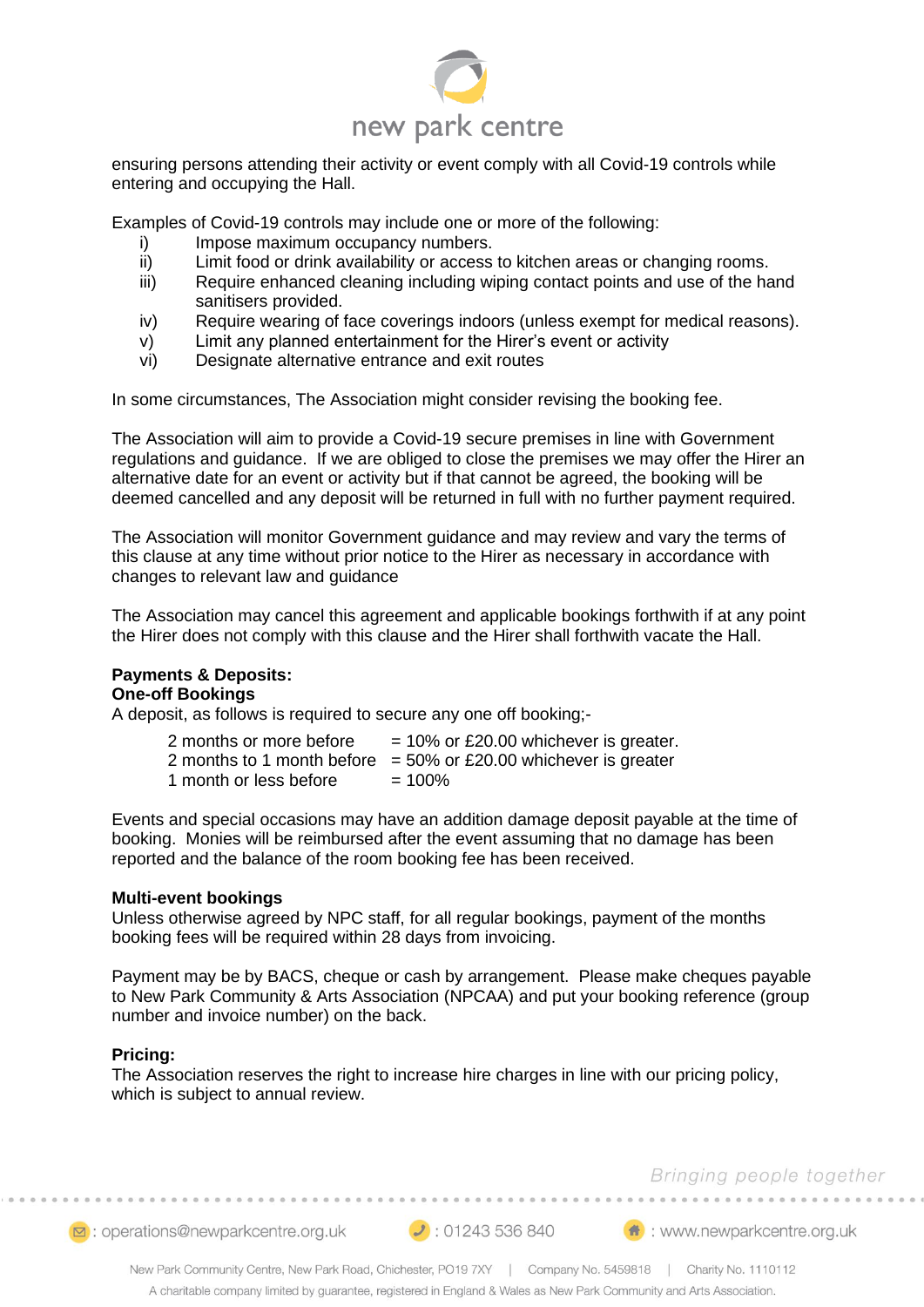ensuring persons attending their activity or event comply with all Covid-19 controls while entering and occupying the Hall.

Examples of Covid-19 controls may include one or more of the following:

i) Impose maximum occupancy numbers.
ii) Limit food or drink availability or access to kitchen areas or changing rooms.
iii) Require enhanced cleaning including wiping contact points and use of the hand sanitisers provided.
iv) Require wearing of face coverings indoors (unless exempt for medical reasons).
v) Limit any planned entertainment for the Hirer's event or activity
vi) Designate alternative entrance and exit routes

In some circumstances, The Association might consider revising the booking fee.

The Association will aim to provide a Covid-19 secure premises in line with Government regulations and guidance. If we are obliged to close the premises we may offer the Hirer an alternative date for an event or activity but if that cannot be agreed, the booking will be deemed cancelled and any deposit will be returned in full with no further payment required.

The Association will monitor Government guidance and may review and vary the terms of this clause at any time without prior notice to the Hirer as necessary in accordance with changes to relevant law and guidance

The Association may cancel this agreement and applicable bookings forthwith if at any point the Hirer does not comply with this clause and the Hirer shall forthwith vacate the Hall.

**Payments & Deposits:**

**One-off Bookings**

A deposit, as follows is required to secure any one off booking;-

| | |
|---|---|
| 2 months or more before | = 10% or £20.00 whichever is greater. |
| 2 months to 1 month before | = 50% or £20.00 whichever is greater |
| 1 month or less before | = 100% |

Events and special occasions may have an addition damage deposit payable at the time of booking. Monies will be reimbursed after the event assuming that no damage has been reported and the balance of the room booking fee has been received.

**Multi-event bookings**

Unless otherwise agreed by NPC staff, for all regular bookings, payment of the months booking fees will be required within 28 days from invoicing.

Payment may be by BACS, cheque or cash by arrangement. Please make cheques payable to New Park Community & Arts Association (NPCAA) and put your booking reference (group number and invoice number) on the back.

**Pricing:**

The Association reserves the right to increase hire charges in line with our pricing policy, which is subject to annual review.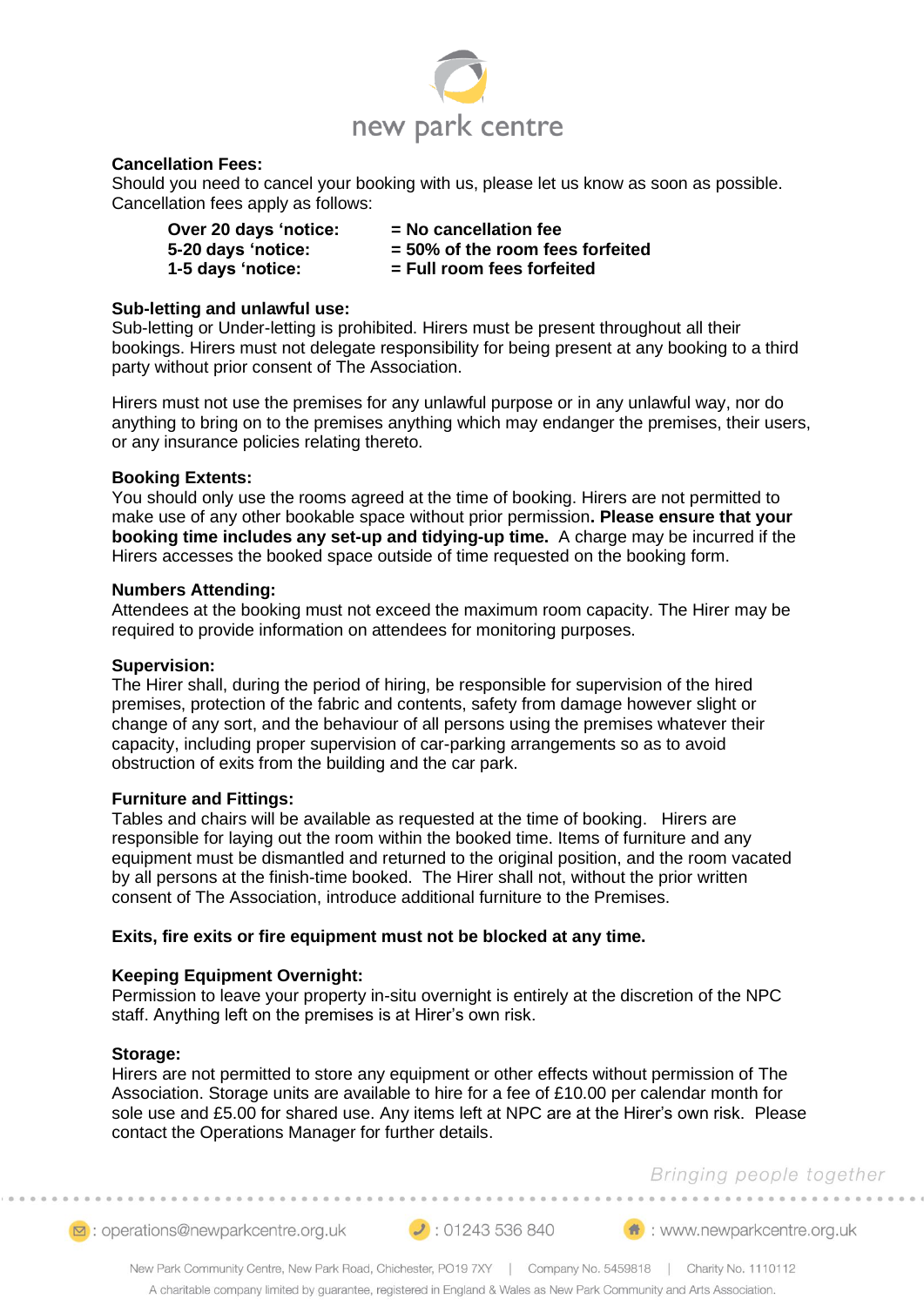**Cancellation Fees:**
Should you need to cancel your booking with us, please let us know as soon as possible. Cancellation fees apply as follows:

| | |
|---|---|
| **Over 20 days 'notice:** | **= No cancellation fee** |
| **5-20 days 'notice:** | **= 50% of the room fees forfeited** |
| **1-5 days 'notice:** | **= Full room fees forfeited** |

**Sub-letting and unlawful use:**
Sub-letting or Under-letting is prohibited. Hirers must be present throughout all their bookings. Hirers must not delegate responsibility for being present at any booking to a third party without prior consent of The Association.

Hirers must not use the premises for any unlawful purpose or in any unlawful way, nor do anything to bring on to the premises anything which may endanger the premises, their users, or any insurance policies relating thereto.

**Booking Extents:**
You should only use the rooms agreed at the time of booking. Hirers are not permitted to make use of any other bookable space without prior permission**. Please ensure that your booking time includes any set-up and tidying-up time.** A charge may be incurred if the Hirers accesses the booked space outside of time requested on the booking form.

**Numbers Attending:**
Attendees at the booking must not exceed the maximum room capacity. The Hirer may be required to provide information on attendees for monitoring purposes.

**Supervision:**
The Hirer shall, during the period of hiring, be responsible for supervision of the hired premises, protection of the fabric and contents, safety from damage however slight or change of any sort, and the behaviour of all persons using the premises whatever their capacity, including proper supervision of car-parking arrangements so as to avoid obstruction of exits from the building and the car park.

**Furniture and Fittings:**
Tables and chairs will be available as requested at the time of booking. Hirers are responsible for laying out the room within the booked time. Items of furniture and any equipment must be dismantled and returned to the original position, and the room vacated by all persons at the finish-time booked. The Hirer shall not, without the prior written consent of The Association, introduce additional furniture to the Premises.

**Exits, fire exits or fire equipment must not be blocked at any time.**

**Keeping Equipment Overnight:**
Permission to leave your property in-situ overnight is entirely at the discretion of the NPC staff. Anything left on the premises is at Hirer's own risk.

**Storage:**
Hirers are not permitted to store any equipment or other effects without permission of The Association. Storage units are available to hire for a fee of £10.00 per calendar month for sole use and £5.00 for shared use. Any items left at NPC are at the Hirer's own risk. Please contact the Operations Manager for further details.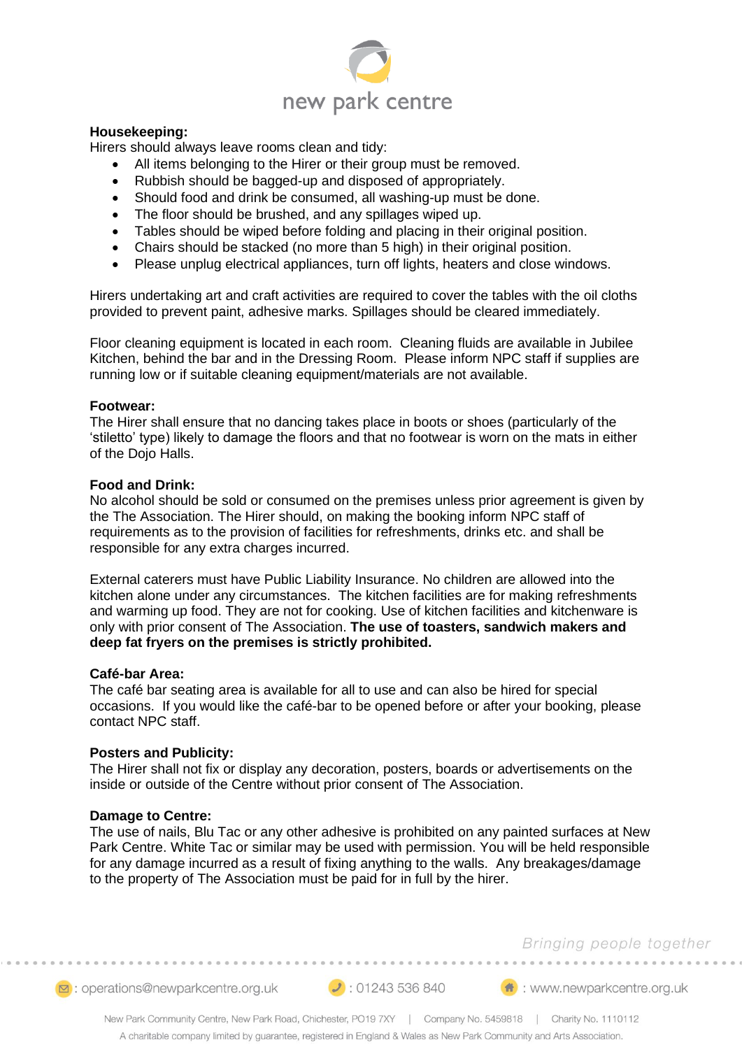**Housekeeping:**

Hirers should always leave rooms clean and tidy:

- All items belonging to the Hirer or their group must be removed.
- Rubbish should be bagged-up and disposed of appropriately.
- Should food and drink be consumed, all washing-up must be done.
- The floor should be brushed, and any spillages wiped up.
- Tables should be wiped before folding and placing in their original position.
- Chairs should be stacked (no more than 5 high) in their original position.
- Please unplug electrical appliances, turn off lights, heaters and close windows.

Hirers undertaking art and craft activities are required to cover the tables with the oil cloths provided to prevent paint, adhesive marks. Spillages should be cleared immediately.

Floor cleaning equipment is located in each room. Cleaning fluids are available in Jubilee Kitchen, behind the bar and in the Dressing Room. Please inform NPC staff if supplies are running low or if suitable cleaning equipment/materials are not available.

**Footwear:**

The Hirer shall ensure that no dancing takes place in boots or shoes (particularly of the 'stiletto' type) likely to damage the floors and that no footwear is worn on the mats in either of the Dojo Halls.

**Food and Drink:**

No alcohol should be sold or consumed on the premises unless prior agreement is given by the The Association. The Hirer should, on making the booking inform NPC staff of requirements as to the provision of facilities for refreshments, drinks etc. and shall be responsible for any extra charges incurred.

External caterers must have Public Liability Insurance. No children are allowed into the kitchen alone under any circumstances. The kitchen facilities are for making refreshments and warming up food. They are not for cooking. Use of kitchen facilities and kitchenware is only with prior consent of The Association. **The use of toasters, sandwich makers and deep fat fryers on the premises is strictly prohibited.**

**Café-bar Area:**

The café bar seating area is available for all to use and can also be hired for special occasions. If you would like the café-bar to be opened before or after your booking, please contact NPC staff.

**Posters and Publicity:**

The Hirer shall not fix or display any decoration, posters, boards or advertisements on the inside or outside of the Centre without prior consent of The Association.

**Damage to Centre:**

The use of nails, Blu Tac or any other adhesive is prohibited on any painted surfaces at New Park Centre. White Tac or similar may be used with permission. You will be held responsible for any damage incurred as a result of fixing anything to the walls. Any breakages/damage to the property of The Association must be paid for in full by the hirer.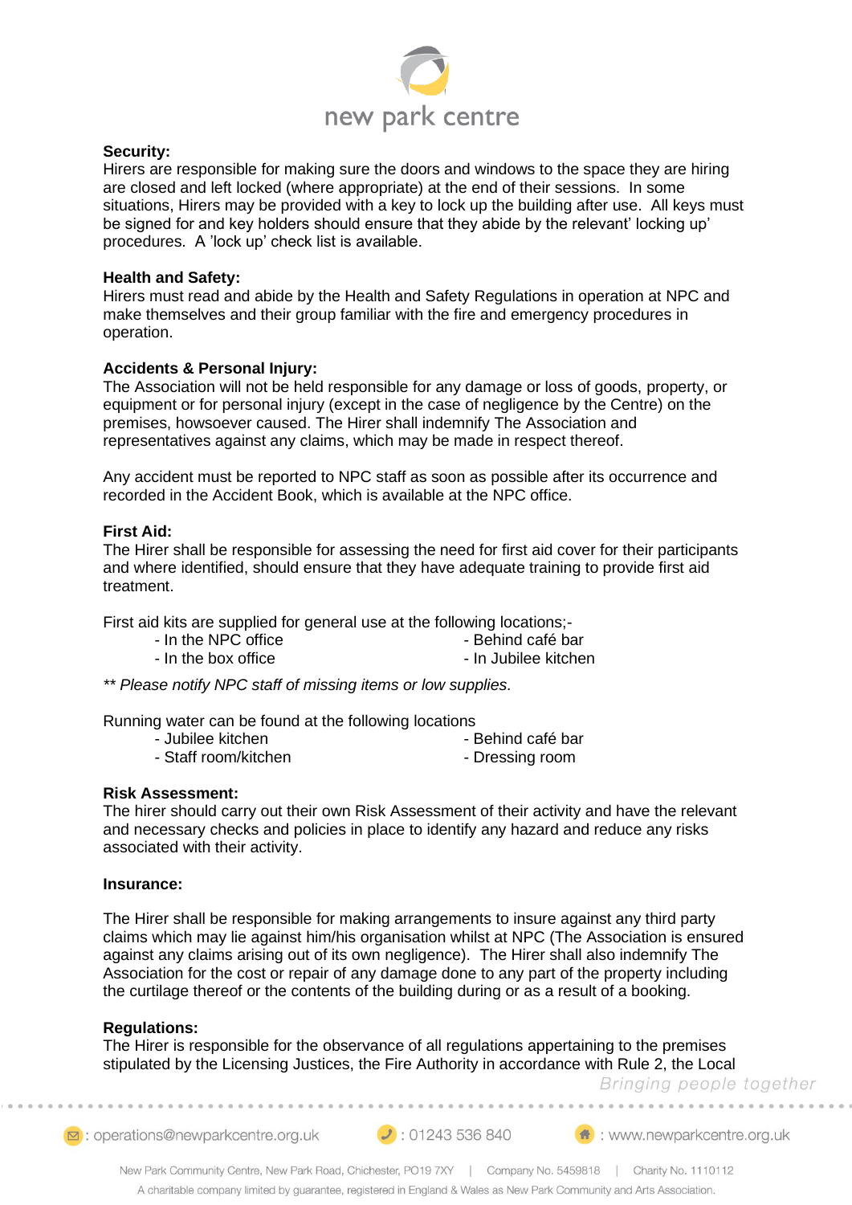**Security:**
Hirers are responsible for making sure the doors and windows to the space they are hiring are closed and left locked (where appropriate) at the end of their sessions. In some situations, Hirers may be provided with a key to lock up the building after use. All keys must be signed for and key holders should ensure that they abide by the relevant' locking up' procedures. A 'lock up' check list is available.

**Health and Safety:**
Hirers must read and abide by the Health and Safety Regulations in operation at NPC and make themselves and their group familiar with the fire and emergency procedures in operation.

**Accidents & Personal Injury:**
The Association will not be held responsible for any damage or loss of goods, property, or equipment or for personal injury (except in the case of negligence by the Centre) on the premises, howsoever caused. The Hirer shall indemnify The Association and representatives against any claims, which may be made in respect thereof.

Any accident must be reported to NPC staff as soon as possible after its occurrence and recorded in the Accident Book, which is available at the NPC office.

**First Aid:**
The Hirer shall be responsible for assessing the need for first aid cover for their participants and where identified, should ensure that they have adequate training to provide first aid treatment.

First aid kits are supplied for general use at the following locations;-

- In the NPC office
- In the box office
- Behind café bar
- In Jubilee kitchen

*** Please notify NPC staff of missing items or low supplies.*

Running water can be found at the following locations

- Jubilee kitchen
- Staff room/kitchen
- Behind café bar
- Dressing room

**Risk Assessment:**
The hirer should carry out their own Risk Assessment of their activity and have the relevant and necessary checks and policies in place to identify any hazard and reduce any risks associated with their activity.

**Insurance:**

The Hirer shall be responsible for making arrangements to insure against any third party claims which may lie against him/his organisation whilst at NPC (The Association is ensured against any claims arising out of its own negligence). The Hirer shall also indemnify The Association for the cost or repair of any damage done to any part of the property including the curtilage thereof or the contents of the building during or as a result of a booking.

**Regulations:**
The Hirer is responsible for the observance of all regulations appertaining to the premises stipulated by the Licensing Justices, the Fire Authority in accordance with Rule 2, the Local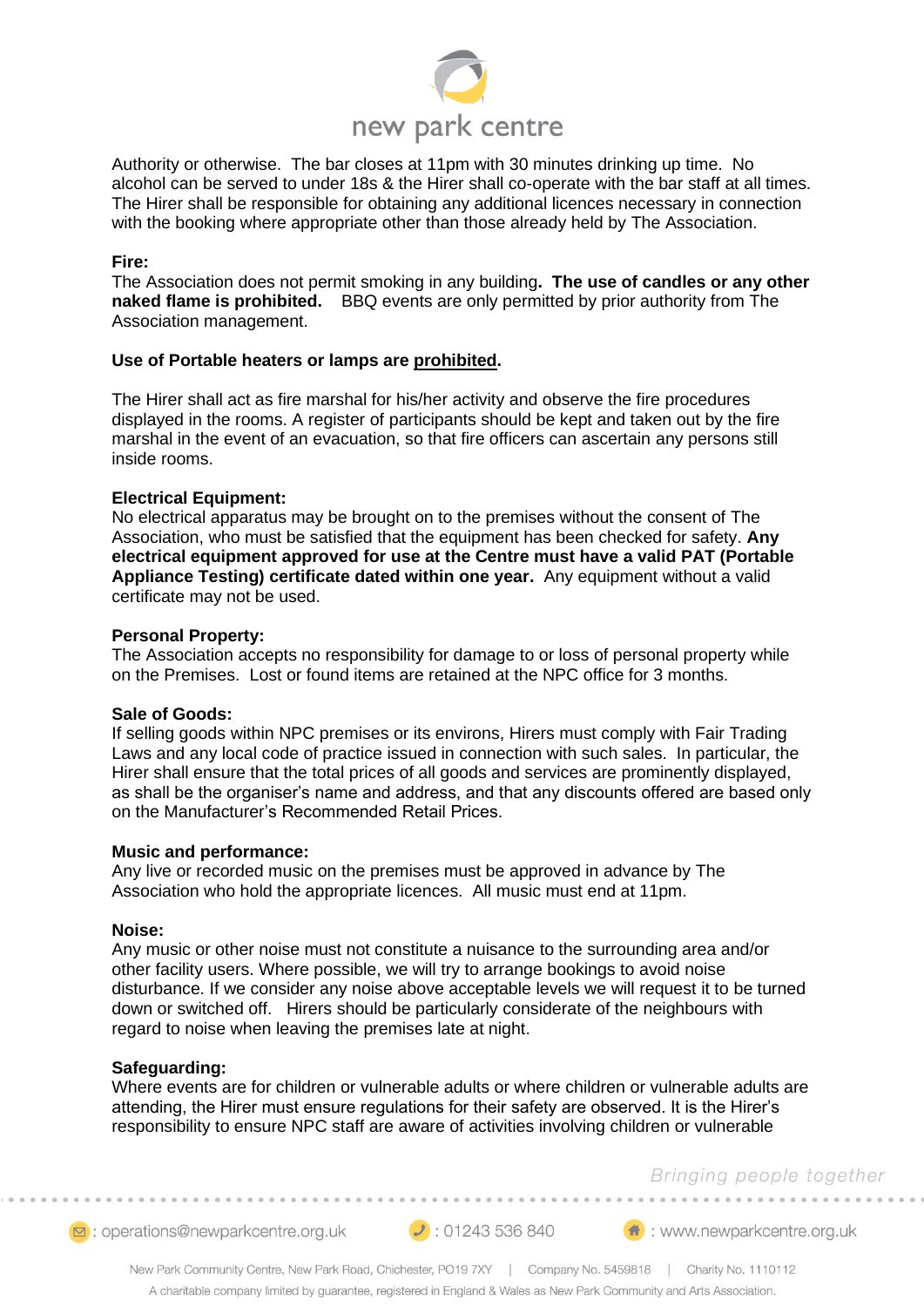Authority or otherwise. The bar closes at 11pm with 30 minutes drinking up time. No alcohol can be served to under 18s & the Hirer shall co-operate with the bar staff at all times. The Hirer shall be responsible for obtaining any additional licences necessary in connection with the booking where appropriate other than those already held by The Association.

**Fire:**
The Association does not permit smoking in any building**. The use of candles or any other naked flame is prohibited.** BBQ events are only permitted by prior authority from The Association management.

**Use of Portable heaters or lamps are prohibited.**

The Hirer shall act as fire marshal for his/her activity and observe the fire procedures displayed in the rooms. A register of participants should be kept and taken out by the fire marshal in the event of an evacuation, so that fire officers can ascertain any persons still inside rooms.

**Electrical Equipment:**
No electrical apparatus may be brought on to the premises without the consent of The Association, who must be satisfied that the equipment has been checked for safety. **Any electrical equipment approved for use at the Centre must have a valid PAT (Portable Appliance Testing) certificate dated within one year.** Any equipment without a valid certificate may not be used.

**Personal Property:**
The Association accepts no responsibility for damage to or loss of personal property while on the Premises. Lost or found items are retained at the NPC office for 3 months.

**Sale of Goods:**
If selling goods within NPC premises or its environs, Hirers must comply with Fair Trading Laws and any local code of practice issued in connection with such sales. In particular, the Hirer shall ensure that the total prices of all goods and services are prominently displayed, as shall be the organiser's name and address, and that any discounts offered are based only on the Manufacturer's Recommended Retail Prices.

**Music and performance:**
Any live or recorded music on the premises must be approved in advance by The Association who hold the appropriate licences. All music must end at 11pm.

**Noise:**
Any music or other noise must not constitute a nuisance to the surrounding area and/or other facility users. Where possible, we will try to arrange bookings to avoid noise disturbance. If we consider any noise above acceptable levels we will request it to be turned down or switched off. Hirers should be particularly considerate of the neighbours with regard to noise when leaving the premises late at night.

**Safeguarding:**
Where events are for children or vulnerable adults or where children or vulnerable adults are attending, the Hirer must ensure regulations for their safety are observed. It is the Hirer's responsibility to ensure NPC staff are aware of activities involving children or vulnerable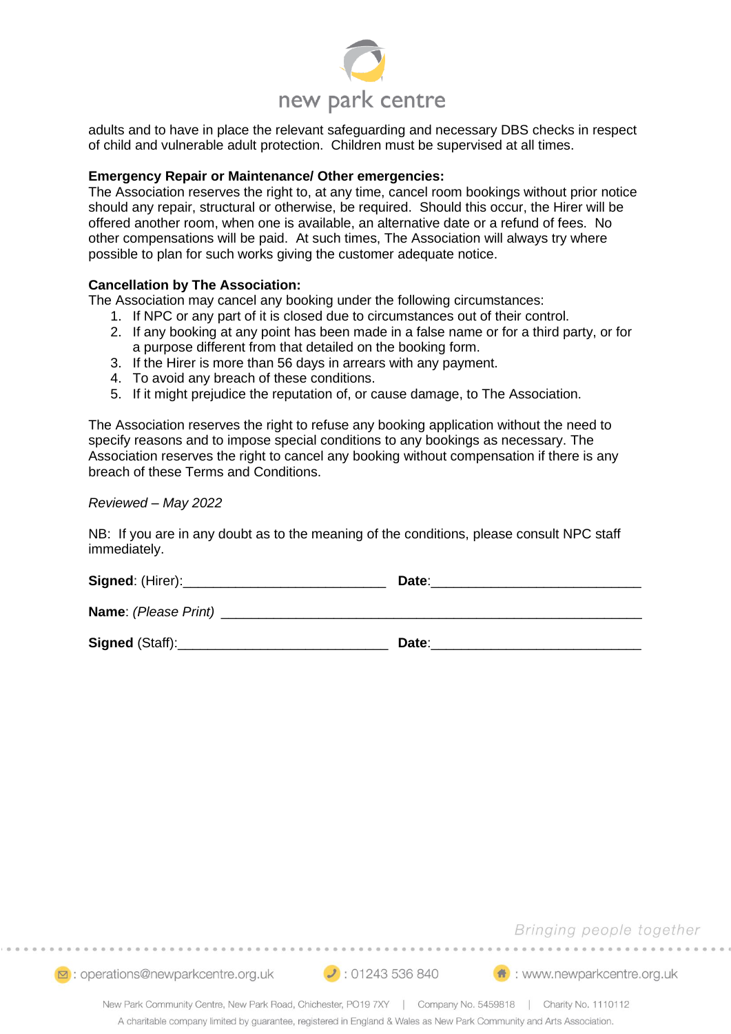adults and to have in place the relevant safeguarding and necessary DBS checks in respect of child and vulnerable adult protection. Children must be supervised at all times.

**Emergency Repair or Maintenance/ Other emergencies:**
The Association reserves the right to, at any time, cancel room bookings without prior notice should any repair, structural or otherwise, be required. Should this occur, the Hirer will be offered another room, when one is available, an alternative date or a refund of fees. No other compensations will be paid. At such times, The Association will always try where possible to plan for such works giving the customer adequate notice.

**Cancellation by The Association:**
The Association may cancel any booking under the following circumstances:

1. If NPC or any part of it is closed due to circumstances out of their control.
2. If any booking at any point has been made in a false name or for a third party, or for a purpose different from that detailed on the booking form.
3. If the Hirer is more than 56 days in arrears with any payment.
4. To avoid any breach of these conditions.
5. If it might prejudice the reputation of, or cause damage, to The Association.

The Association reserves the right to refuse any booking application without the need to specify reasons and to impose special conditions to any bookings as necessary. The Association reserves the right to cancel any booking without compensation if there is any breach of these Terms and Conditions.

*Reviewed – May 2022*

NB: If you are in any doubt as to the meaning of the conditions, please consult NPC staff immediately.

**Signed**: (Hirer):___________________________ **Date**:____________________________

**Name**: *(Please Print)* _________________________________________________________

**Signed** (Staff):____________________________ **Date**:____________________________